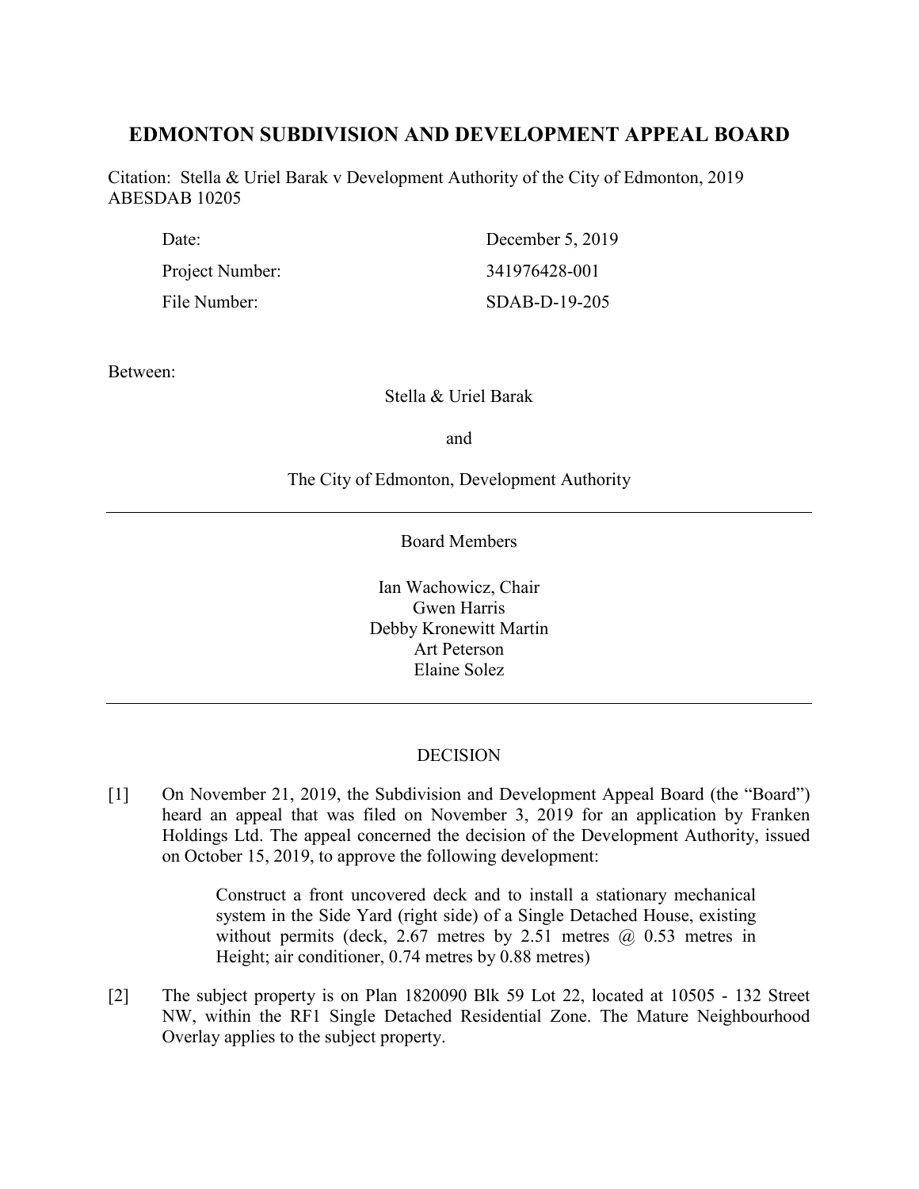# EDMONTON SUBDIVISION AND DEVELOPMENT APPEAL BOARD

Citation: Stella & Uriel Barak v Development Authority of the City of Edmonton, 2019 ABESDAB 10205

| | |
|---|---|
| Date: | December 5, 2019 |
| Project Number: | 341976428-001 |
| File Number: | SDAB-D-19-205 |

Between:

Stella & Uriel Barak

and

The City of Edmonton, Development Authority

---

Board Members

Ian Wachowicz, Chair
Gwen Harris
Debby Kronewitt Martin
Art Peterson
Elaine Solez

---

DECISION

[1] On November 21, 2019, the Subdivision and Development Appeal Board (the "Board") heard an appeal that was filed on November 3, 2019 for an application by Franken Holdings Ltd. The appeal concerned the decision of the Development Authority, issued on October 15, 2019, to approve the following development:

> Construct a front uncovered deck and to install a stationary mechanical system in the Side Yard (right side) of a Single Detached House, existing without permits (deck, 2.67 metres by 2.51 metres @ 0.53 metres in Height; air conditioner, 0.74 metres by 0.88 metres)

[2] The subject property is on Plan 1820090 Blk 59 Lot 22, located at 10505 - 132 Street NW, within the RF1 Single Detached Residential Zone. The Mature Neighbourhood Overlay applies to the subject property.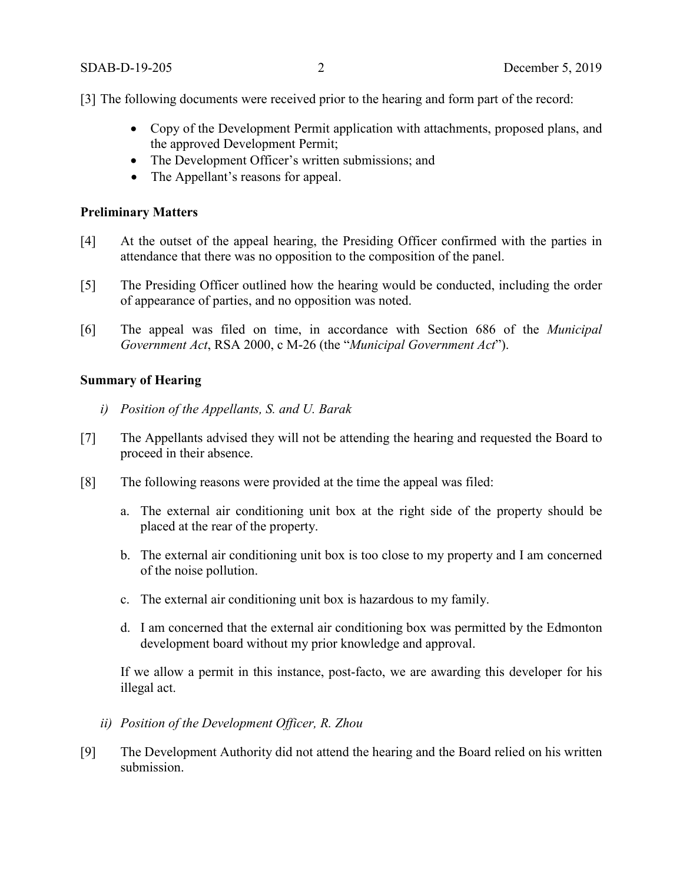[3] The following documents were received prior to the hearing and form part of the record:

- Copy of the Development Permit application with attachments, proposed plans, and the approved Development Permit;
- The Development Officer's written submissions; and
- The Appellant's reasons for appeal.

**Preliminary Matters**

[4] At the outset of the appeal hearing, the Presiding Officer confirmed with the parties in attendance that there was no opposition to the composition of the panel.

[5] The Presiding Officer outlined how the hearing would be conducted, including the order of appearance of parties, and no opposition was noted.

[6] The appeal was filed on time, in accordance with Section 686 of the *Municipal Government Act*, RSA 2000, c M-26 (the "*Municipal Government Act*").

**Summary of Hearing**

*i) Position of the Appellants, S. and U. Barak*

[7] The Appellants advised they will not be attending the hearing and requested the Board to proceed in their absence.

[8] The following reasons were provided at the time the appeal was filed:

a. The external air conditioning unit box at the right side of the property should be placed at the rear of the property.

b. The external air conditioning unit box is too close to my property and I am concerned of the noise pollution.

c. The external air conditioning unit box is hazardous to my family.

d. I am concerned that the external air conditioning box was permitted by the Edmonton development board without my prior knowledge and approval.

If we allow a permit in this instance, post-facto, we are awarding this developer for his illegal act.

*ii) Position of the Development Officer, R. Zhou*

[9] The Development Authority did not attend the hearing and the Board relied on his written submission.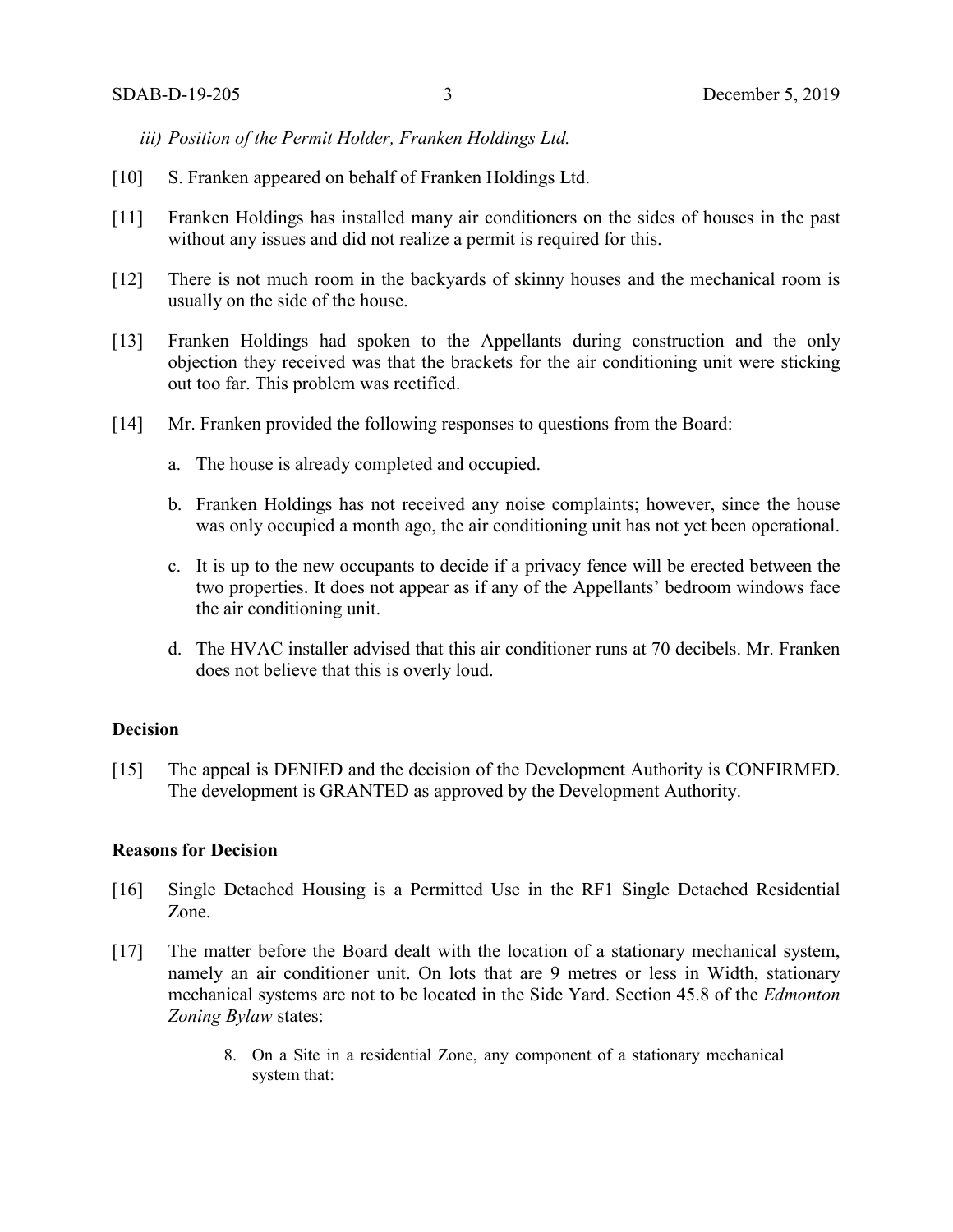*iii) Position of the Permit Holder, Franken Holdings Ltd.*

[10] S. Franken appeared on behalf of Franken Holdings Ltd.

[11] Franken Holdings has installed many air conditioners on the sides of houses in the past without any issues and did not realize a permit is required for this.

[12] There is not much room in the backyards of skinny houses and the mechanical room is usually on the side of the house.

[13] Franken Holdings had spoken to the Appellants during construction and the only objection they received was that the brackets for the air conditioning unit were sticking out too far. This problem was rectified.

[14] Mr. Franken provided the following responses to questions from the Board:

a. The house is already completed and occupied.

b. Franken Holdings has not received any noise complaints; however, since the house was only occupied a month ago, the air conditioning unit has not yet been operational.

c. It is up to the new occupants to decide if a privacy fence will be erected between the two properties. It does not appear as if any of the Appellants' bedroom windows face the air conditioning unit.

d. The HVAC installer advised that this air conditioner runs at 70 decibels. Mr. Franken does not believe that this is overly loud.

## Decision

[15] The appeal is DENIED and the decision of the Development Authority is CONFIRMED. The development is GRANTED as approved by the Development Authority.

## Reasons for Decision

[16] Single Detached Housing is a Permitted Use in the RF1 Single Detached Residential Zone.

[17] The matter before the Board dealt with the location of a stationary mechanical system, namely an air conditioner unit. On lots that are 9 metres or less in Width, stationary mechanical systems are not to be located in the Side Yard. Section 45.8 of the *Edmonton Zoning Bylaw* states:

> 8. On a Site in a residential Zone, any component of a stationary mechanical system that: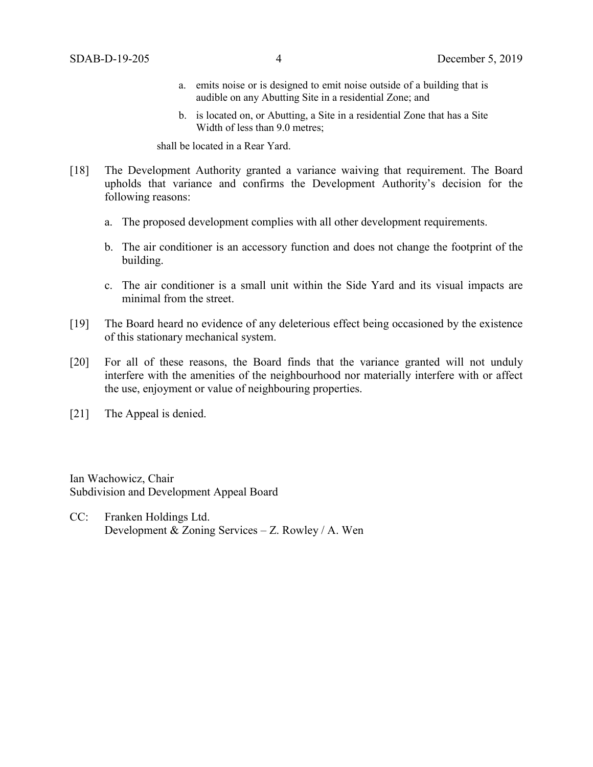a. emits noise or is designed to emit noise outside of a building that is audible on any Abutting Site in a residential Zone; and

b. is located on, or Abutting, a Site in a residential Zone that has a Site Width of less than 9.0 metres;

shall be located in a Rear Yard.

[18] The Development Authority granted a variance waiving that requirement. The Board upholds that variance and confirms the Development Authority's decision for the following reasons:

a. The proposed development complies with all other development requirements.

b. The air conditioner is an accessory function and does not change the footprint of the building.

c. The air conditioner is a small unit within the Side Yard and its visual impacts are minimal from the street.

[19] The Board heard no evidence of any deleterious effect being occasioned by the existence of this stationary mechanical system.

[20] For all of these reasons, the Board finds that the variance granted will not unduly interfere with the amenities of the neighbourhood nor materially interfere with or affect the use, enjoyment or value of neighbouring properties.

[21] The Appeal is denied.

Ian Wachowicz, Chair
Subdivision and Development Appeal Board

CC: Franken Holdings Ltd.
Development & Zoning Services – Z. Rowley / A. Wen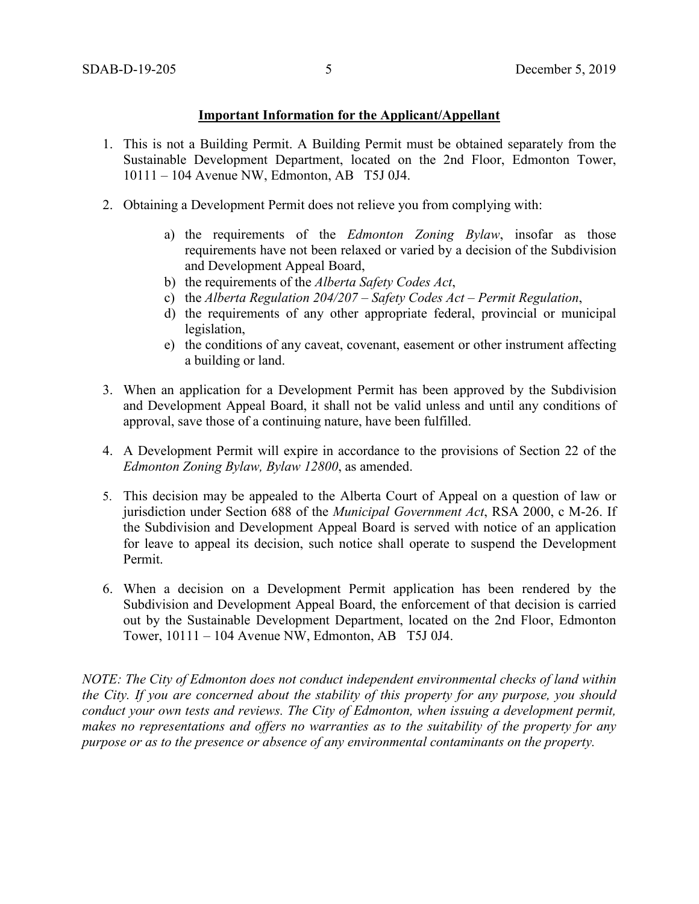**Important Information for the Applicant/Appellant**

1. This is not a Building Permit. A Building Permit must be obtained separately from the Sustainable Development Department, located on the 2nd Floor, Edmonton Tower, 10111 – 104 Avenue NW, Edmonton, AB T5J 0J4.

2. Obtaining a Development Permit does not relieve you from complying with:

    a) the requirements of the *Edmonton Zoning Bylaw*, insofar as those requirements have not been relaxed or varied by a decision of the Subdivision and Development Appeal Board,
    b) the requirements of the *Alberta Safety Codes Act*,
    c) the *Alberta Regulation 204/207 – Safety Codes Act – Permit Regulation*,
    d) the requirements of any other appropriate federal, provincial or municipal legislation,
    e) the conditions of any caveat, covenant, easement or other instrument affecting a building or land.

3. When an application for a Development Permit has been approved by the Subdivision and Development Appeal Board, it shall not be valid unless and until any conditions of approval, save those of a continuing nature, have been fulfilled.

4. A Development Permit will expire in accordance to the provisions of Section 22 of the *Edmonton Zoning Bylaw, Bylaw 12800*, as amended.

5. This decision may be appealed to the Alberta Court of Appeal on a question of law or jurisdiction under Section 688 of the *Municipal Government Act*, RSA 2000, c M-26. If the Subdivision and Development Appeal Board is served with notice of an application for leave to appeal its decision, such notice shall operate to suspend the Development Permit.

6. When a decision on a Development Permit application has been rendered by the Subdivision and Development Appeal Board, the enforcement of that decision is carried out by the Sustainable Development Department, located on the 2nd Floor, Edmonton Tower, 10111 – 104 Avenue NW, Edmonton, AB T5J 0J4.

*NOTE: The City of Edmonton does not conduct independent environmental checks of land within the City. If you are concerned about the stability of this property for any purpose, you should conduct your own tests and reviews. The City of Edmonton, when issuing a development permit, makes no representations and offers no warranties as to the suitability of the property for any purpose or as to the presence or absence of any environmental contaminants on the property.*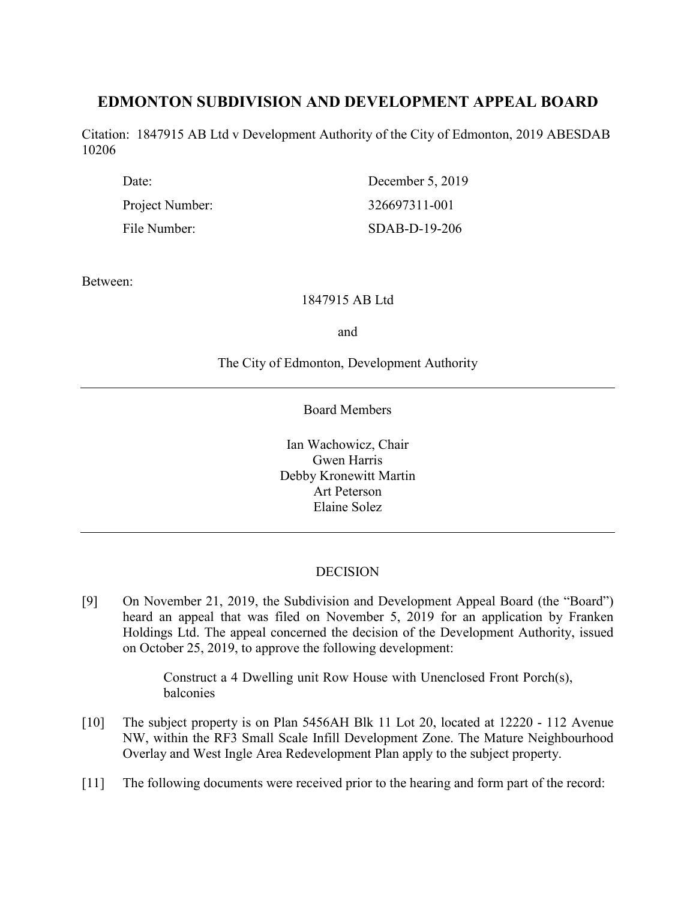# EDMONTON SUBDIVISION AND DEVELOPMENT APPEAL BOARD

Citation: 1847915 AB Ltd v Development Authority of the City of Edmonton, 2019 ABESDAB 10206

| | |
|---|---|
| Date: | December 5, 2019 |
| Project Number: | 326697311-001 |
| File Number: | SDAB-D-19-206 |

Between:

1847915 AB Ltd

and

The City of Edmonton, Development Authority

---

Board Members

Ian Wachowicz, Chair
Gwen Harris
Debby Kronewitt Martin
Art Peterson
Elaine Solez

---

DECISION

[9] On November 21, 2019, the Subdivision and Development Appeal Board (the "Board") heard an appeal that was filed on November 5, 2019 for an application by Franken Holdings Ltd. The appeal concerned the decision of the Development Authority, issued on October 25, 2019, to approve the following development:

> Construct a 4 Dwelling unit Row House with Unenclosed Front Porch(s), balconies

[10] The subject property is on Plan 5456AH Blk 11 Lot 20, located at 12220 - 112 Avenue NW, within the RF3 Small Scale Infill Development Zone. The Mature Neighbourhood Overlay and West Ingle Area Redevelopment Plan apply to the subject property.

[11] The following documents were received prior to the hearing and form part of the record: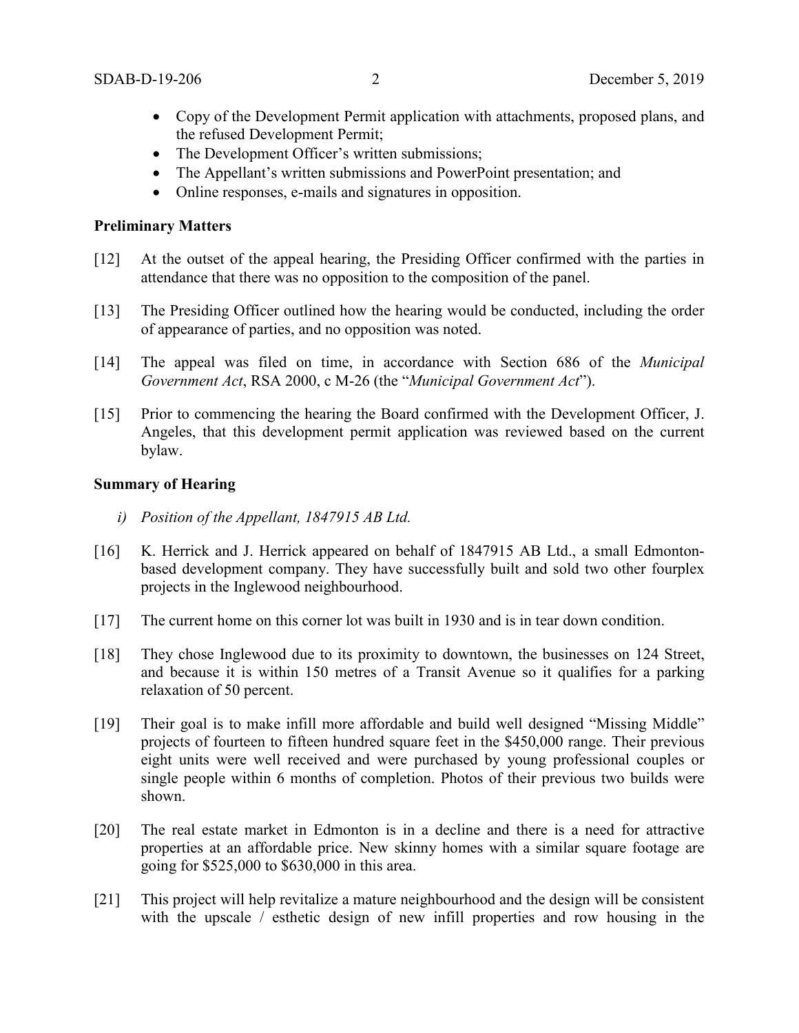- Copy of the Development Permit application with attachments, proposed plans, and the refused Development Permit;
- The Development Officer's written submissions;
- The Appellant's written submissions and PowerPoint presentation; and
- Online responses, e-mails and signatures in opposition.

**Preliminary Matters**

[12] At the outset of the appeal hearing, the Presiding Officer confirmed with the parties in attendance that there was no opposition to the composition of the panel.

[13] The Presiding Officer outlined how the hearing would be conducted, including the order of appearance of parties, and no opposition was noted.

[14] The appeal was filed on time, in accordance with Section 686 of the *Municipal Government Act*, RSA 2000, c M-26 (the "*Municipal Government Act*").

[15] Prior to commencing the hearing the Board confirmed with the Development Officer, J. Angeles, that this development permit application was reviewed based on the current bylaw.

**Summary of Hearing**

*i) Position of the Appellant, 1847915 AB Ltd.*

[16] K. Herrick and J. Herrick appeared on behalf of 1847915 AB Ltd., a small Edmonton-based development company. They have successfully built and sold two other fourplex projects in the Inglewood neighbourhood.

[17] The current home on this corner lot was built in 1930 and is in tear down condition.

[18] They chose Inglewood due to its proximity to downtown, the businesses on 124 Street, and because it is within 150 metres of a Transit Avenue so it qualifies for a parking relaxation of 50 percent.

[19] Their goal is to make infill more affordable and build well designed "Missing Middle" projects of fourteen to fifteen hundred square feet in the $450,000 range. Their previous eight units were well received and were purchased by young professional couples or single people within 6 months of completion. Photos of their previous two builds were shown.

[20] The real estate market in Edmonton is in a decline and there is a need for attractive properties at an affordable price. New skinny homes with a similar square footage are going for $525,000 to $630,000 in this area.

[21] This project will help revitalize a mature neighbourhood and the design will be consistent with the upscale / esthetic design of new infill properties and row housing in the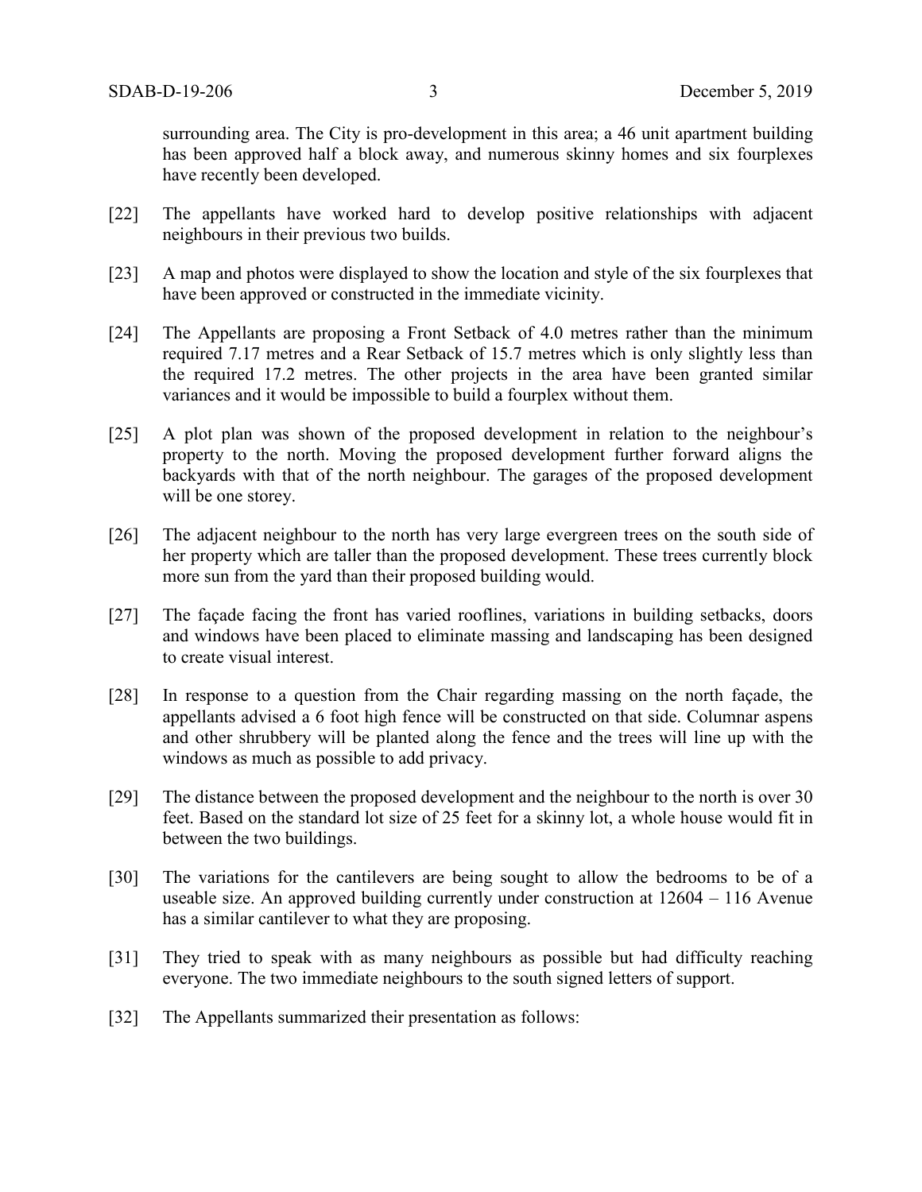surrounding area. The City is pro-development in this area; a 46 unit apartment building has been approved half a block away, and numerous skinny homes and six fourplexes have recently been developed.

[22] The appellants have worked hard to develop positive relationships with adjacent neighbours in their previous two builds.

[23] A map and photos were displayed to show the location and style of the six fourplexes that have been approved or constructed in the immediate vicinity.

[24] The Appellants are proposing a Front Setback of 4.0 metres rather than the minimum required 7.17 metres and a Rear Setback of 15.7 metres which is only slightly less than the required 17.2 metres. The other projects in the area have been granted similar variances and it would be impossible to build a fourplex without them.

[25] A plot plan was shown of the proposed development in relation to the neighbour's property to the north. Moving the proposed development further forward aligns the backyards with that of the north neighbour. The garages of the proposed development will be one storey.

[26] The adjacent neighbour to the north has very large evergreen trees on the south side of her property which are taller than the proposed development. These trees currently block more sun from the yard than their proposed building would.

[27] The façade facing the front has varied rooflines, variations in building setbacks, doors and windows have been placed to eliminate massing and landscaping has been designed to create visual interest.

[28] In response to a question from the Chair regarding massing on the north façade, the appellants advised a 6 foot high fence will be constructed on that side. Columnar aspens and other shrubbery will be planted along the fence and the trees will line up with the windows as much as possible to add privacy.

[29] The distance between the proposed development and the neighbour to the north is over 30 feet. Based on the standard lot size of 25 feet for a skinny lot, a whole house would fit in between the two buildings.

[30] The variations for the cantilevers are being sought to allow the bedrooms to be of a useable size. An approved building currently under construction at 12604 – 116 Avenue has a similar cantilever to what they are proposing.

[31] They tried to speak with as many neighbours as possible but had difficulty reaching everyone. The two immediate neighbours to the south signed letters of support.

[32] The Appellants summarized their presentation as follows: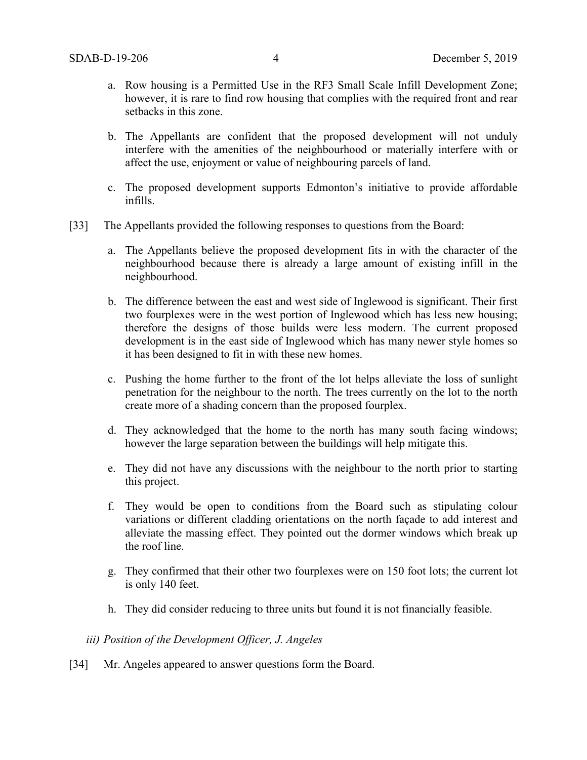a. Row housing is a Permitted Use in the RF3 Small Scale Infill Development Zone; however, it is rare to find row housing that complies with the required front and rear setbacks in this zone.

b. The Appellants are confident that the proposed development will not unduly interfere with the amenities of the neighbourhood or materially interfere with or affect the use, enjoyment or value of neighbouring parcels of land.

c. The proposed development supports Edmonton's initiative to provide affordable infills.

[33] The Appellants provided the following responses to questions from the Board:

a. The Appellants believe the proposed development fits in with the character of the neighbourhood because there is already a large amount of existing infill in the neighbourhood.

b. The difference between the east and west side of Inglewood is significant. Their first two fourplexes were in the west portion of Inglewood which has less new housing; therefore the designs of those builds were less modern. The current proposed development is in the east side of Inglewood which has many newer style homes so it has been designed to fit in with these new homes.

c. Pushing the home further to the front of the lot helps alleviate the loss of sunlight penetration for the neighbour to the north. The trees currently on the lot to the north create more of a shading concern than the proposed fourplex.

d. They acknowledged that the home to the north has many south facing windows; however the large separation between the buildings will help mitigate this.

e. They did not have any discussions with the neighbour to the north prior to starting this project.

f. They would be open to conditions from the Board such as stipulating colour variations or different cladding orientations on the north façade to add interest and alleviate the massing effect. They pointed out the dormer windows which break up the roof line.

g. They confirmed that their other two fourplexes were on 150 foot lots; the current lot is only 140 feet.

h. They did consider reducing to three units but found it is not financially feasible.

*iii) Position of the Development Officer, J. Angeles*

[34] Mr. Angeles appeared to answer questions form the Board.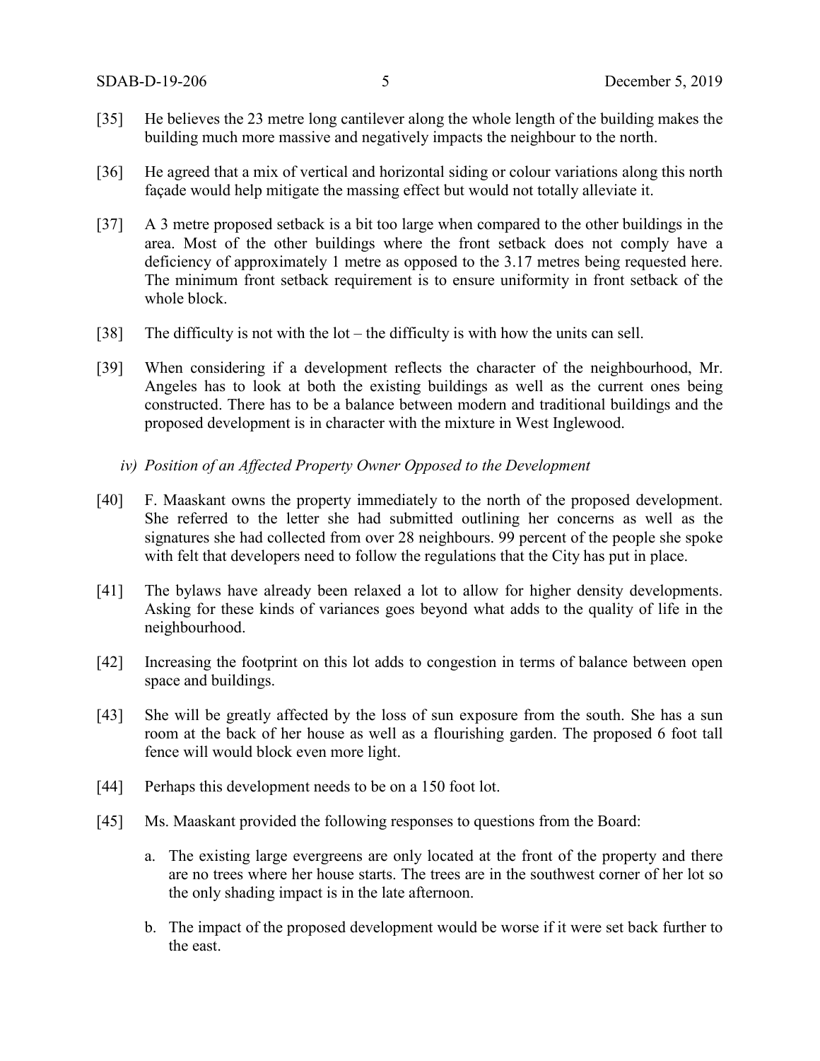[35] He believes the 23 metre long cantilever along the whole length of the building makes the building much more massive and negatively impacts the neighbour to the north.

[36] He agreed that a mix of vertical and horizontal siding or colour variations along this north façade would help mitigate the massing effect but would not totally alleviate it.

[37] A 3 metre proposed setback is a bit too large when compared to the other buildings in the area. Most of the other buildings where the front setback does not comply have a deficiency of approximately 1 metre as opposed to the 3.17 metres being requested here. The minimum front setback requirement is to ensure uniformity in front setback of the whole block.

[38] The difficulty is not with the lot – the difficulty is with how the units can sell.

[39] When considering if a development reflects the character of the neighbourhood, Mr. Angeles has to look at both the existing buildings as well as the current ones being constructed. There has to be a balance between modern and traditional buildings and the proposed development is in character with the mixture in West Inglewood.

*iv) Position of an Affected Property Owner Opposed to the Development*

[40] F. Maaskant owns the property immediately to the north of the proposed development. She referred to the letter she had submitted outlining her concerns as well as the signatures she had collected from over 28 neighbours. 99 percent of the people she spoke with felt that developers need to follow the regulations that the City has put in place.

[41] The bylaws have already been relaxed a lot to allow for higher density developments. Asking for these kinds of variances goes beyond what adds to the quality of life in the neighbourhood.

[42] Increasing the footprint on this lot adds to congestion in terms of balance between open space and buildings.

[43] She will be greatly affected by the loss of sun exposure from the south. She has a sun room at the back of her house as well as a flourishing garden. The proposed 6 foot tall fence will would block even more light.

[44] Perhaps this development needs to be on a 150 foot lot.

[45] Ms. Maaskant provided the following responses to questions from the Board:

a. The existing large evergreens are only located at the front of the property and there are no trees where her house starts. The trees are in the southwest corner of her lot so the only shading impact is in the late afternoon.

b. The impact of the proposed development would be worse if it were set back further to the east.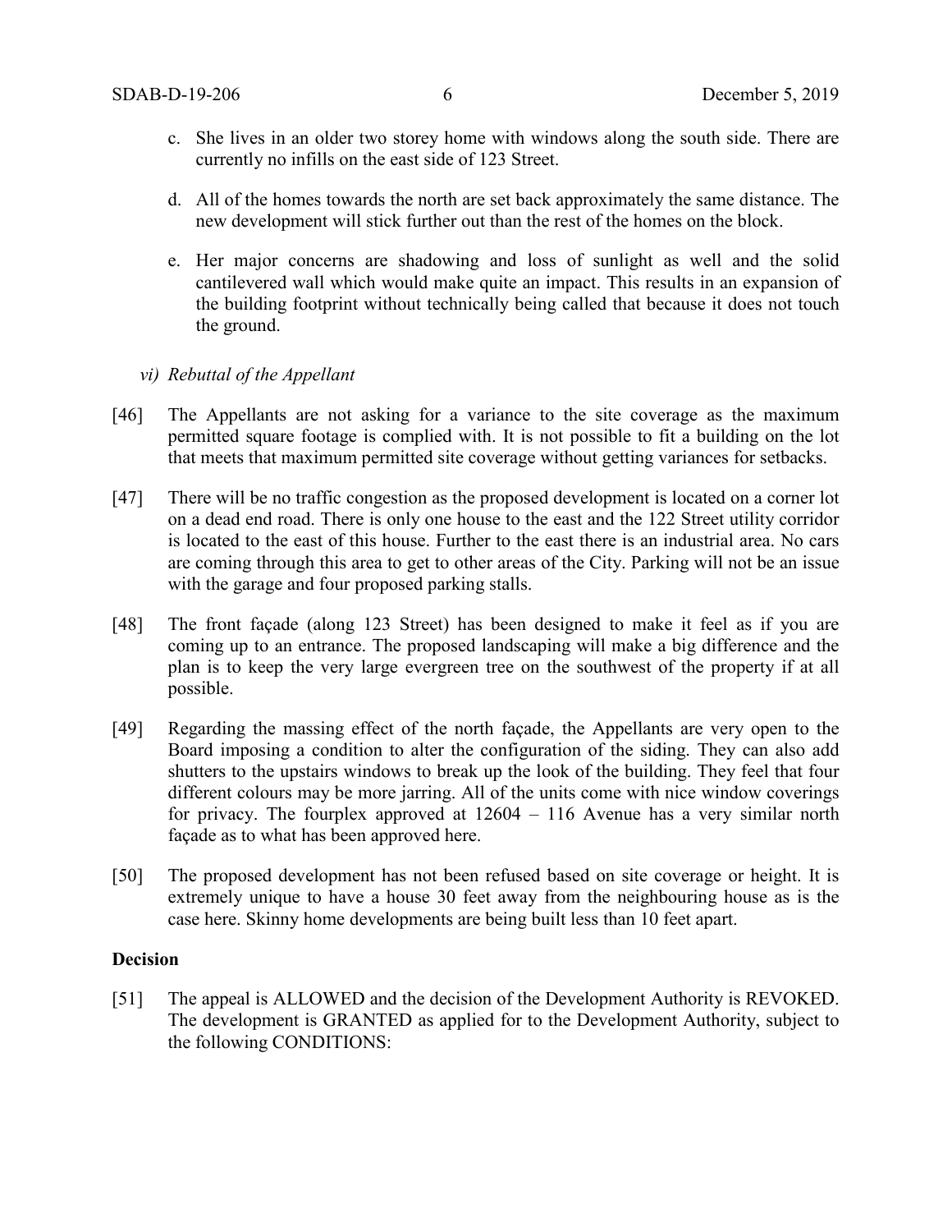c. She lives in an older two storey home with windows along the south side. There are currently no infills on the east side of 123 Street.

d. All of the homes towards the north are set back approximately the same distance. The new development will stick further out than the rest of the homes on the block.

e. Her major concerns are shadowing and loss of sunlight as well and the solid cantilevered wall which would make quite an impact. This results in an expansion of the building footprint without technically being called that because it does not touch the ground.

*vi) Rebuttal of the Appellant*

[46] The Appellants are not asking for a variance to the site coverage as the maximum permitted square footage is complied with. It is not possible to fit a building on the lot that meets that maximum permitted site coverage without getting variances for setbacks.

[47] There will be no traffic congestion as the proposed development is located on a corner lot on a dead end road. There is only one house to the east and the 122 Street utility corridor is located to the east of this house. Further to the east there is an industrial area. No cars are coming through this area to get to other areas of the City. Parking will not be an issue with the garage and four proposed parking stalls.

[48] The front façade (along 123 Street) has been designed to make it feel as if you are coming up to an entrance. The proposed landscaping will make a big difference and the plan is to keep the very large evergreen tree on the southwest of the property if at all possible.

[49] Regarding the massing effect of the north façade, the Appellants are very open to the Board imposing a condition to alter the configuration of the siding. They can also add shutters to the upstairs windows to break up the look of the building. They feel that four different colours may be more jarring. All of the units come with nice window coverings for privacy. The fourplex approved at 12604 – 116 Avenue has a very similar north façade as to what has been approved here.

[50] The proposed development has not been refused based on site coverage or height. It is extremely unique to have a house 30 feet away from the neighbouring house as is the case here. Skinny home developments are being built less than 10 feet apart.

## Decision

[51] The appeal is ALLOWED and the decision of the Development Authority is REVOKED. The development is GRANTED as applied for to the Development Authority, subject to the following CONDITIONS: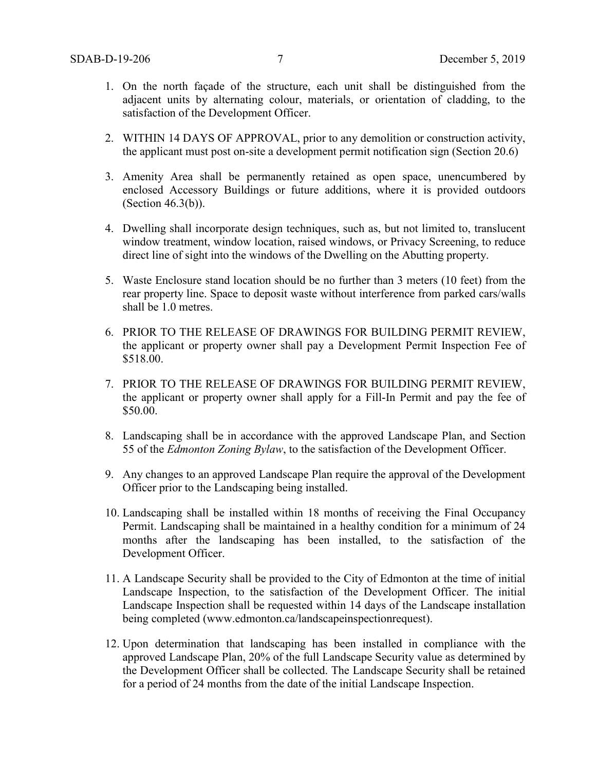1. On the north façade of the structure, each unit shall be distinguished from the adjacent units by alternating colour, materials, or orientation of cladding, to the satisfaction of the Development Officer.

2. WITHIN 14 DAYS OF APPROVAL, prior to any demolition or construction activity, the applicant must post on-site a development permit notification sign (Section 20.6)

3. Amenity Area shall be permanently retained as open space, unencumbered by enclosed Accessory Buildings or future additions, where it is provided outdoors (Section 46.3(b)).

4. Dwelling shall incorporate design techniques, such as, but not limited to, translucent window treatment, window location, raised windows, or Privacy Screening, to reduce direct line of sight into the windows of the Dwelling on the Abutting property.

5. Waste Enclosure stand location should be no further than 3 meters (10 feet) from the rear property line. Space to deposit waste without interference from parked cars/walls shall be 1.0 metres.

6. PRIOR TO THE RELEASE OF DRAWINGS FOR BUILDING PERMIT REVIEW, the applicant or property owner shall pay a Development Permit Inspection Fee of $518.00.

7. PRIOR TO THE RELEASE OF DRAWINGS FOR BUILDING PERMIT REVIEW, the applicant or property owner shall apply for a Fill-In Permit and pay the fee of $50.00.

8. Landscaping shall be in accordance with the approved Landscape Plan, and Section 55 of the *Edmonton Zoning Bylaw*, to the satisfaction of the Development Officer.

9. Any changes to an approved Landscape Plan require the approval of the Development Officer prior to the Landscaping being installed.

10. Landscaping shall be installed within 18 months of receiving the Final Occupancy Permit. Landscaping shall be maintained in a healthy condition for a minimum of 24 months after the landscaping has been installed, to the satisfaction of the Development Officer.

11. A Landscape Security shall be provided to the City of Edmonton at the time of initial Landscape Inspection, to the satisfaction of the Development Officer. The initial Landscape Inspection shall be requested within 14 days of the Landscape installation being completed (www.edmonton.ca/landscapeinspectionrequest).

12. Upon determination that landscaping has been installed in compliance with the approved Landscape Plan, 20% of the full Landscape Security value as determined by the Development Officer shall be collected. The Landscape Security shall be retained for a period of 24 months from the date of the initial Landscape Inspection.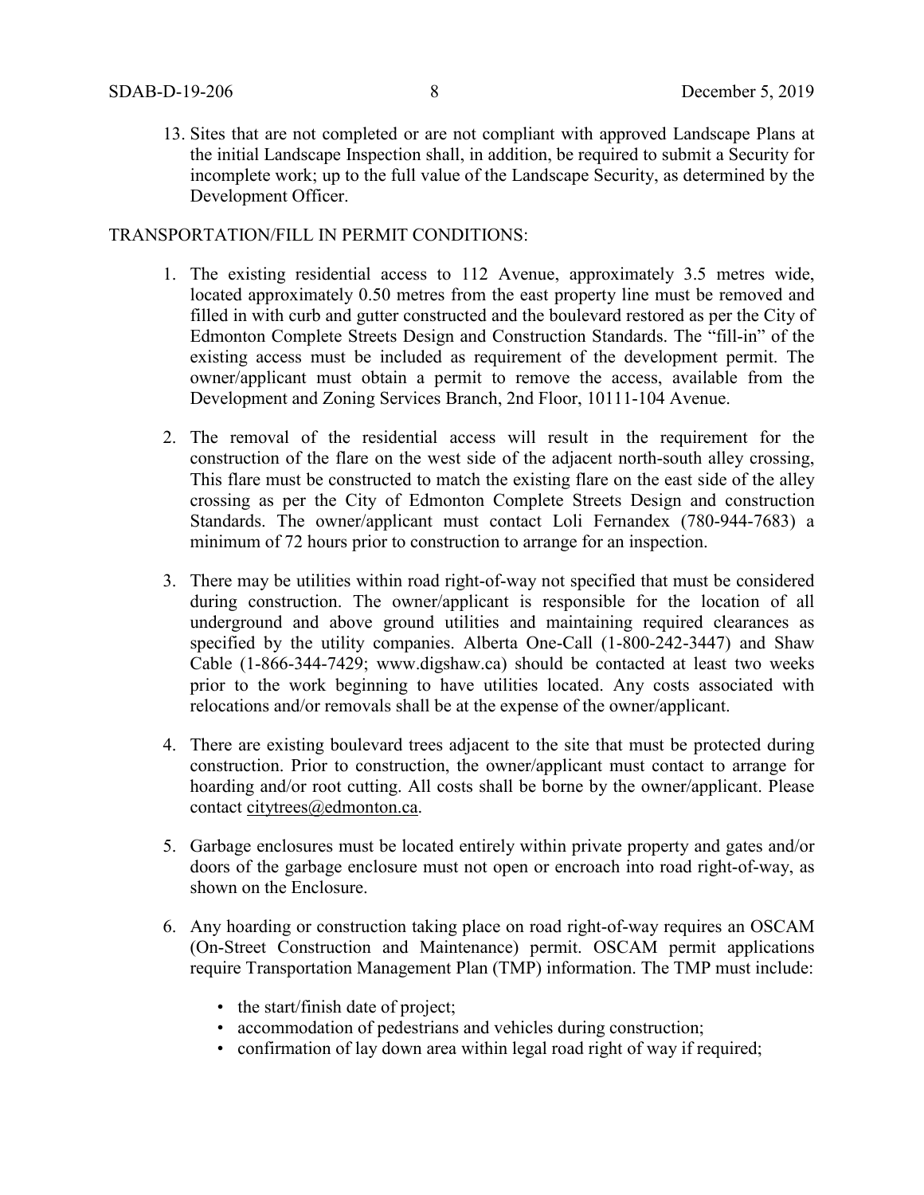13. Sites that are not completed or are not compliant with approved Landscape Plans at the initial Landscape Inspection shall, in addition, be required to submit a Security for incomplete work; up to the full value of the Landscape Security, as determined by the Development Officer.

TRANSPORTATION/FILL IN PERMIT CONDITIONS:

1. The existing residential access to 112 Avenue, approximately 3.5 metres wide, located approximately 0.50 metres from the east property line must be removed and filled in with curb and gutter constructed and the boulevard restored as per the City of Edmonton Complete Streets Design and Construction Standards. The "fill-in" of the existing access must be included as requirement of the development permit. The owner/applicant must obtain a permit to remove the access, available from the Development and Zoning Services Branch, 2nd Floor, 10111-104 Avenue.

2. The removal of the residential access will result in the requirement for the construction of the flare on the west side of the adjacent north-south alley crossing, This flare must be constructed to match the existing flare on the east side of the alley crossing as per the City of Edmonton Complete Streets Design and construction Standards. The owner/applicant must contact Loli Fernandex (780-944-7683) a minimum of 72 hours prior to construction to arrange for an inspection.

3. There may be utilities within road right-of-way not specified that must be considered during construction. The owner/applicant is responsible for the location of all underground and above ground utilities and maintaining required clearances as specified by the utility companies. Alberta One-Call (1-800-242-3447) and Shaw Cable (1-866-344-7429; www.digshaw.ca) should be contacted at least two weeks prior to the work beginning to have utilities located. Any costs associated with relocations and/or removals shall be at the expense of the owner/applicant.

4. There are existing boulevard trees adjacent to the site that must be protected during construction. Prior to construction, the owner/applicant must contact to arrange for hoarding and/or root cutting. All costs shall be borne by the owner/applicant. Please contact citytrees@edmonton.ca.

5. Garbage enclosures must be located entirely within private property and gates and/or doors of the garbage enclosure must not open or encroach into road right-of-way, as shown on the Enclosure.

6. Any hoarding or construction taking place on road right-of-way requires an OSCAM (On-Street Construction and Maintenance) permit. OSCAM permit applications require Transportation Management Plan (TMP) information. The TMP must include:

   - the start/finish date of project;
   - accommodation of pedestrians and vehicles during construction;
   - confirmation of lay down area within legal road right of way if required;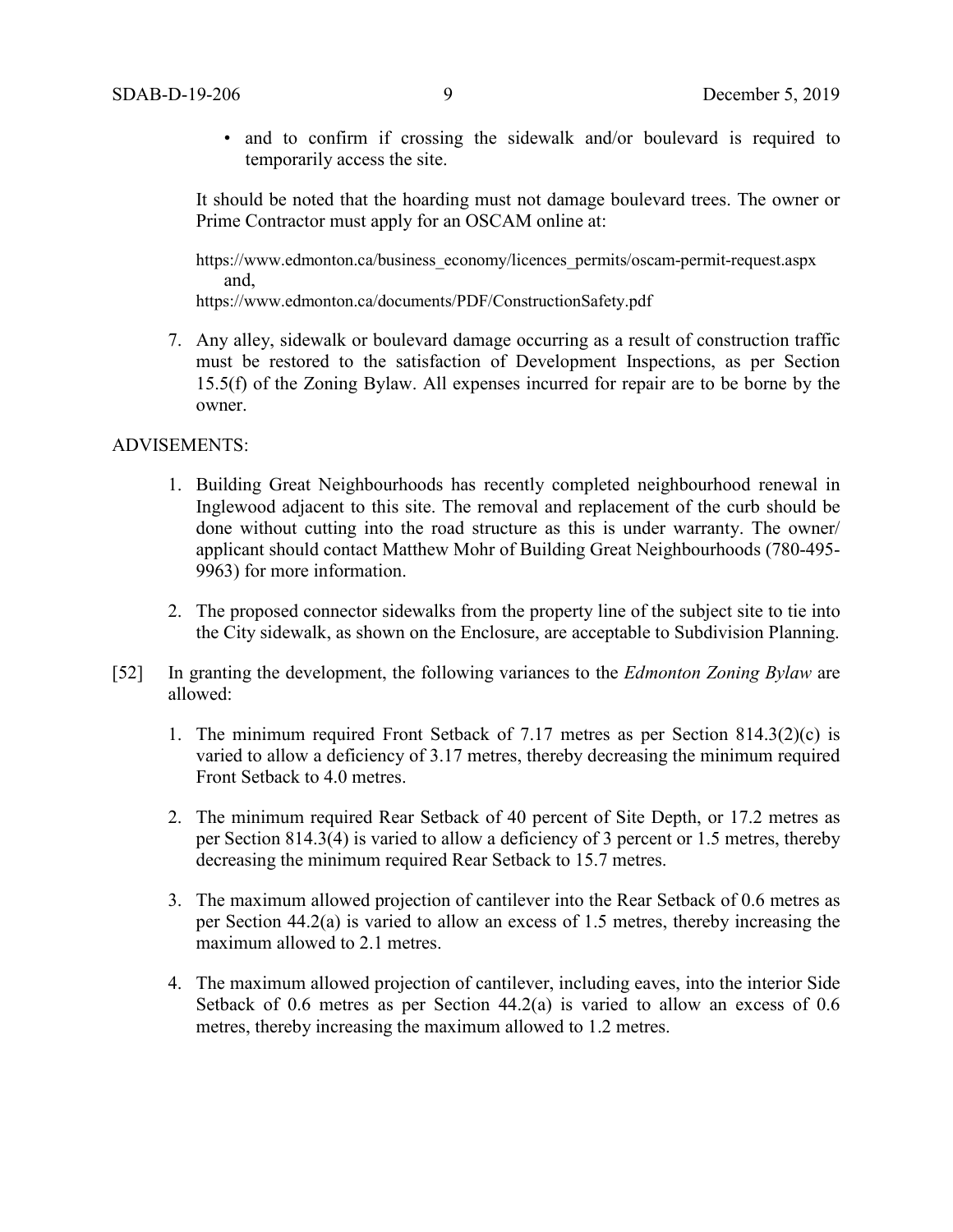- and to confirm if crossing the sidewalk and/or boulevard is required to temporarily access the site.

It should be noted that the hoarding must not damage boulevard trees. The owner or Prime Contractor must apply for an OSCAM online at:

https://www.edmonton.ca/business_economy/licences_permits/oscam-permit-request.aspx and,
https://www.edmonton.ca/documents/PDF/ConstructionSafety.pdf

7. Any alley, sidewalk or boulevard damage occurring as a result of construction traffic must be restored to the satisfaction of Development Inspections, as per Section 15.5(f) of the Zoning Bylaw. All expenses incurred for repair are to be borne by the owner.

ADVISEMENTS:

1. Building Great Neighbourhoods has recently completed neighbourhood renewal in Inglewood adjacent to this site. The removal and replacement of the curb should be done without cutting into the road structure as this is under warranty. The owner/ applicant should contact Matthew Mohr of Building Great Neighbourhoods (780-495-9963) for more information.

2. The proposed connector sidewalks from the property line of the subject site to tie into the City sidewalk, as shown on the Enclosure, are acceptable to Subdivision Planning.

[52] In granting the development, the following variances to the *Edmonton Zoning Bylaw* are allowed:

1. The minimum required Front Setback of 7.17 metres as per Section 814.3(2)(c) is varied to allow a deficiency of 3.17 metres, thereby decreasing the minimum required Front Setback to 4.0 metres.

2. The minimum required Rear Setback of 40 percent of Site Depth, or 17.2 metres as per Section 814.3(4) is varied to allow a deficiency of 3 percent or 1.5 metres, thereby decreasing the minimum required Rear Setback to 15.7 metres.

3. The maximum allowed projection of cantilever into the Rear Setback of 0.6 metres as per Section 44.2(a) is varied to allow an excess of 1.5 metres, thereby increasing the maximum allowed to 2.1 metres.

4. The maximum allowed projection of cantilever, including eaves, into the interior Side Setback of 0.6 metres as per Section 44.2(a) is varied to allow an excess of 0.6 metres, thereby increasing the maximum allowed to 1.2 metres.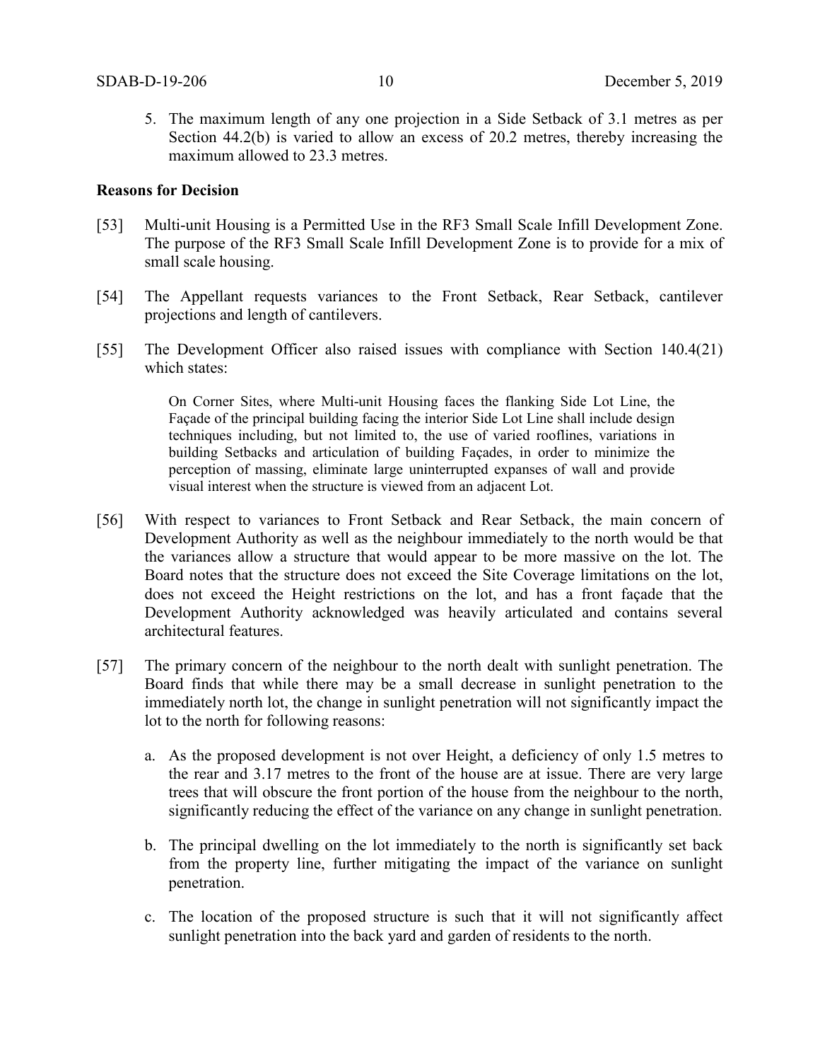5. The maximum length of any one projection in a Side Setback of 3.1 metres as per Section 44.2(b) is varied to allow an excess of 20.2 metres, thereby increasing the maximum allowed to 23.3 metres.

**Reasons for Decision**

[53] Multi-unit Housing is a Permitted Use in the RF3 Small Scale Infill Development Zone. The purpose of the RF3 Small Scale Infill Development Zone is to provide for a mix of small scale housing.

[54] The Appellant requests variances to the Front Setback, Rear Setback, cantilever projections and length of cantilevers.

[55] The Development Officer also raised issues with compliance with Section 140.4(21) which states:

> On Corner Sites, where Multi-unit Housing faces the flanking Side Lot Line, the Façade of the principal building facing the interior Side Lot Line shall include design techniques including, but not limited to, the use of varied rooflines, variations in building Setbacks and articulation of building Façades, in order to minimize the perception of massing, eliminate large uninterrupted expanses of wall and provide visual interest when the structure is viewed from an adjacent Lot.

[56] With respect to variances to Front Setback and Rear Setback, the main concern of Development Authority as well as the neighbour immediately to the north would be that the variances allow a structure that would appear to be more massive on the lot. The Board notes that the structure does not exceed the Site Coverage limitations on the lot, does not exceed the Height restrictions on the lot, and has a front façade that the Development Authority acknowledged was heavily articulated and contains several architectural features.

[57] The primary concern of the neighbour to the north dealt with sunlight penetration. The Board finds that while there may be a small decrease in sunlight penetration to the immediately north lot, the change in sunlight penetration will not significantly impact the lot to the north for following reasons:

a. As the proposed development is not over Height, a deficiency of only 1.5 metres to the rear and 3.17 metres to the front of the house are at issue. There are very large trees that will obscure the front portion of the house from the neighbour to the north, significantly reducing the effect of the variance on any change in sunlight penetration.

b. The principal dwelling on the lot immediately to the north is significantly set back from the property line, further mitigating the impact of the variance on sunlight penetration.

c. The location of the proposed structure is such that it will not significantly affect sunlight penetration into the back yard and garden of residents to the north.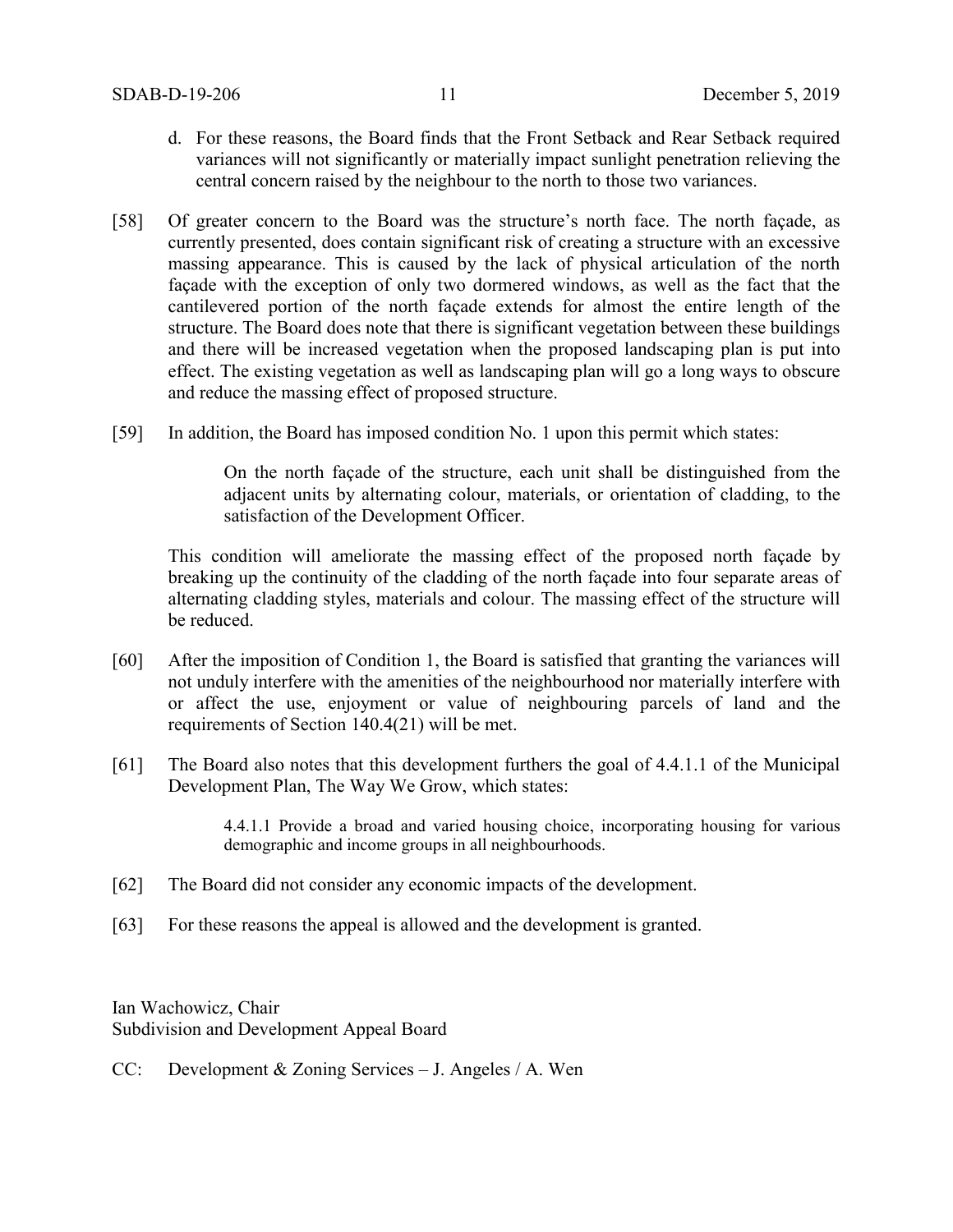d. For these reasons, the Board finds that the Front Setback and Rear Setback required variances will not significantly or materially impact sunlight penetration relieving the central concern raised by the neighbour to the north to those two variances.

[58] Of greater concern to the Board was the structure's north face. The north façade, as currently presented, does contain significant risk of creating a structure with an excessive massing appearance. This is caused by the lack of physical articulation of the north façade with the exception of only two dormered windows, as well as the fact that the cantilevered portion of the north façade extends for almost the entire length of the structure. The Board does note that there is significant vegetation between these buildings and there will be increased vegetation when the proposed landscaping plan is put into effect. The existing vegetation as well as landscaping plan will go a long ways to obscure and reduce the massing effect of proposed structure.

[59] In addition, the Board has imposed condition No. 1 upon this permit which states:

> On the north façade of the structure, each unit shall be distinguished from the adjacent units by alternating colour, materials, or orientation of cladding, to the satisfaction of the Development Officer.

This condition will ameliorate the massing effect of the proposed north façade by breaking up the continuity of the cladding of the north façade into four separate areas of alternating cladding styles, materials and colour. The massing effect of the structure will be reduced.

[60] After the imposition of Condition 1, the Board is satisfied that granting the variances will not unduly interfere with the amenities of the neighbourhood nor materially interfere with or affect the use, enjoyment or value of neighbouring parcels of land and the requirements of Section 140.4(21) will be met.

[61] The Board also notes that this development furthers the goal of 4.4.1.1 of the Municipal Development Plan, The Way We Grow, which states:

> 4.4.1.1 Provide a broad and varied housing choice, incorporating housing for various demographic and income groups in all neighbourhoods.

[62] The Board did not consider any economic impacts of the development.

[63] For these reasons the appeal is allowed and the development is granted.

Ian Wachowicz, Chair
Subdivision and Development Appeal Board

CC: Development & Zoning Services – J. Angeles / A. Wen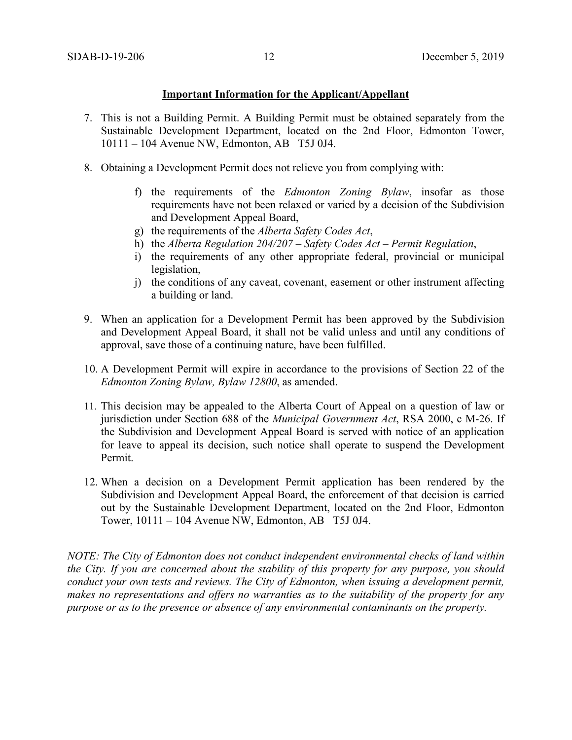**Important Information for the Applicant/Appellant**

7. This is not a Building Permit. A Building Permit must be obtained separately from the Sustainable Development Department, located on the 2nd Floor, Edmonton Tower, 10111 – 104 Avenue NW, Edmonton, AB T5J 0J4.

8. Obtaining a Development Permit does not relieve you from complying with:

    f) the requirements of the *Edmonton Zoning Bylaw*, insofar as those requirements have not been relaxed or varied by a decision of the Subdivision and Development Appeal Board,
    g) the requirements of the *Alberta Safety Codes Act*,
    h) the *Alberta Regulation 204/207 – Safety Codes Act – Permit Regulation*,
    i) the requirements of any other appropriate federal, provincial or municipal legislation,
    j) the conditions of any caveat, covenant, easement or other instrument affecting a building or land.

9. When an application for a Development Permit has been approved by the Subdivision and Development Appeal Board, it shall not be valid unless and until any conditions of approval, save those of a continuing nature, have been fulfilled.

10. A Development Permit will expire in accordance to the provisions of Section 22 of the *Edmonton Zoning Bylaw, Bylaw 12800*, as amended.

11. This decision may be appealed to the Alberta Court of Appeal on a question of law or jurisdiction under Section 688 of the *Municipal Government Act*, RSA 2000, c M-26. If the Subdivision and Development Appeal Board is served with notice of an application for leave to appeal its decision, such notice shall operate to suspend the Development Permit.

12. When a decision on a Development Permit application has been rendered by the Subdivision and Development Appeal Board, the enforcement of that decision is carried out by the Sustainable Development Department, located on the 2nd Floor, Edmonton Tower, 10111 – 104 Avenue NW, Edmonton, AB T5J 0J4.

*NOTE: The City of Edmonton does not conduct independent environmental checks of land within the City. If you are concerned about the stability of this property for any purpose, you should conduct your own tests and reviews. The City of Edmonton, when issuing a development permit, makes no representations and offers no warranties as to the suitability of the property for any purpose or as to the presence or absence of any environmental contaminants on the property.*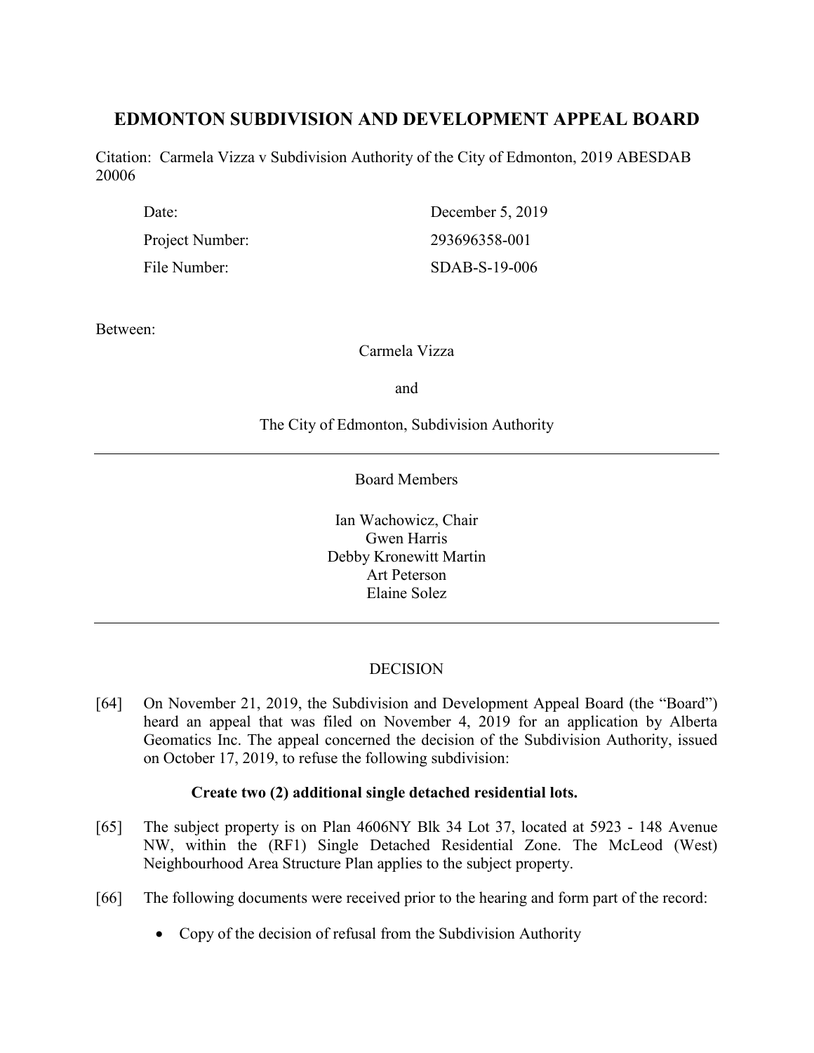# EDMONTON SUBDIVISION AND DEVELOPMENT APPEAL BOARD

Citation: Carmela Vizza v Subdivision Authority of the City of Edmonton, 2019 ABESDAB 20006

| | |
|---|---|
| Date: | December 5, 2019 |
| Project Number: | 293696358-001 |
| File Number: | SDAB-S-19-006 |

Between:

Carmela Vizza

and

The City of Edmonton, Subdivision Authority

---

Board Members

Ian Wachowicz, Chair
Gwen Harris
Debby Kronewitt Martin
Art Peterson
Elaine Solez

---

DECISION

[64] On November 21, 2019, the Subdivision and Development Appeal Board (the "Board") heard an appeal that was filed on November 4, 2019 for an application by Alberta Geomatics Inc. The appeal concerned the decision of the Subdivision Authority, issued on October 17, 2019, to refuse the following subdivision:

**Create two (2) additional single detached residential lots.**

[65] The subject property is on Plan 4606NY Blk 34 Lot 37, located at 5923 - 148 Avenue NW, within the (RF1) Single Detached Residential Zone. The McLeod (West) Neighbourhood Area Structure Plan applies to the subject property.

[66] The following documents were received prior to the hearing and form part of the record:

- Copy of the decision of refusal from the Subdivision Authority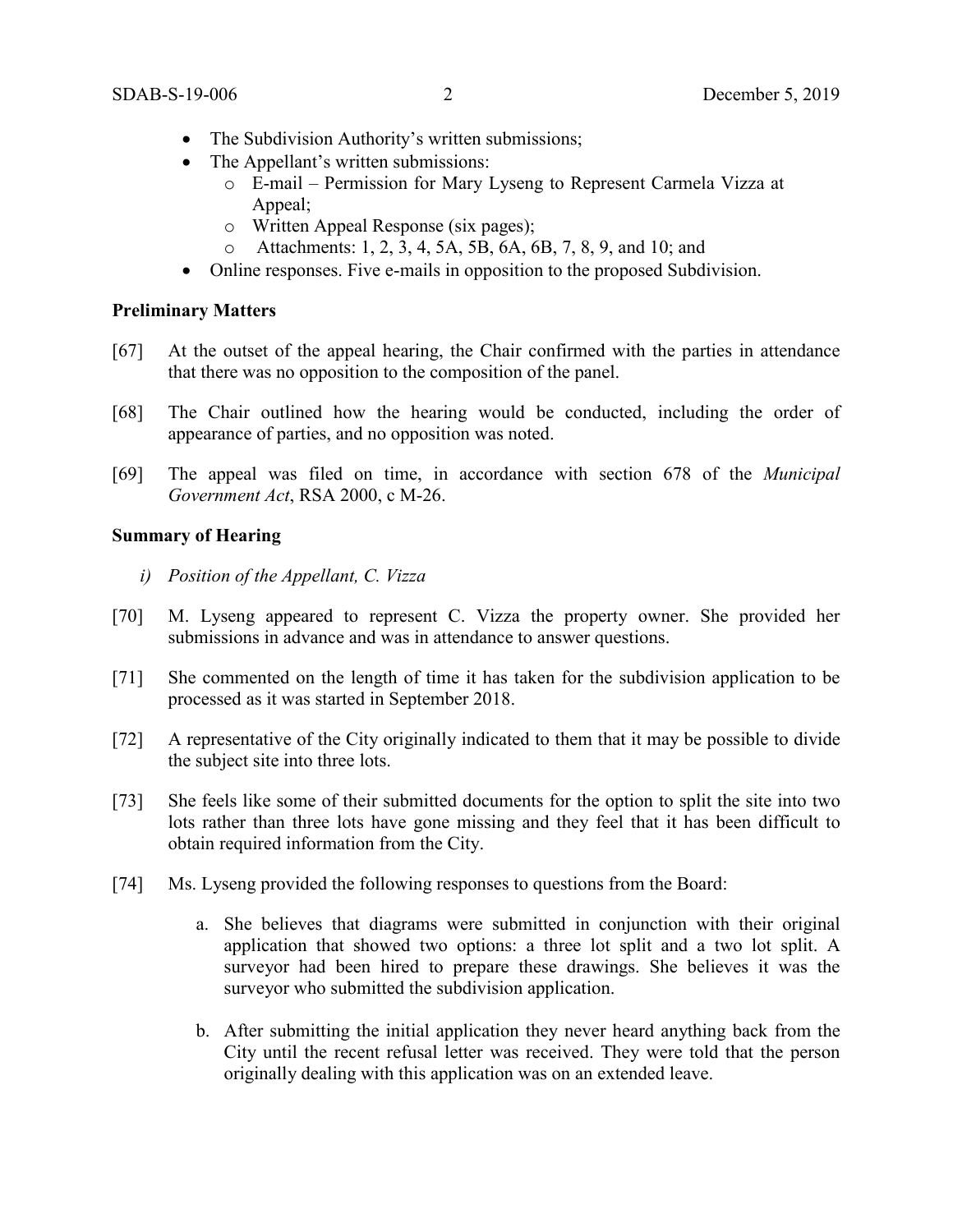- The Subdivision Authority's written submissions;
- The Appellant's written submissions:
  - E-mail – Permission for Mary Lyseng to Represent Carmela Vizza at Appeal;
  - Written Appeal Response (six pages);
  - Attachments: 1, 2, 3, 4, 5A, 5B, 6A, 6B, 7, 8, 9, and 10; and
- Online responses. Five e-mails in opposition to the proposed Subdivision.

**Preliminary Matters**

[67] At the outset of the appeal hearing, the Chair confirmed with the parties in attendance that there was no opposition to the composition of the panel.

[68] The Chair outlined how the hearing would be conducted, including the order of appearance of parties, and no opposition was noted.

[69] The appeal was filed on time, in accordance with section 678 of the *Municipal Government Act*, RSA 2000, c M-26.

**Summary of Hearing**

*i) Position of the Appellant, C. Vizza*

[70] M. Lyseng appeared to represent C. Vizza the property owner. She provided her submissions in advance and was in attendance to answer questions.

[71] She commented on the length of time it has taken for the subdivision application to be processed as it was started in September 2018.

[72] A representative of the City originally indicated to them that it may be possible to divide the subject site into three lots.

[73] She feels like some of their submitted documents for the option to split the site into two lots rather than three lots have gone missing and they feel that it has been difficult to obtain required information from the City.

[74] Ms. Lyseng provided the following responses to questions from the Board:

a. She believes that diagrams were submitted in conjunction with their original application that showed two options: a three lot split and a two lot split. A surveyor had been hired to prepare these drawings. She believes it was the surveyor who submitted the subdivision application.

b. After submitting the initial application they never heard anything back from the City until the recent refusal letter was received. They were told that the person originally dealing with this application was on an extended leave.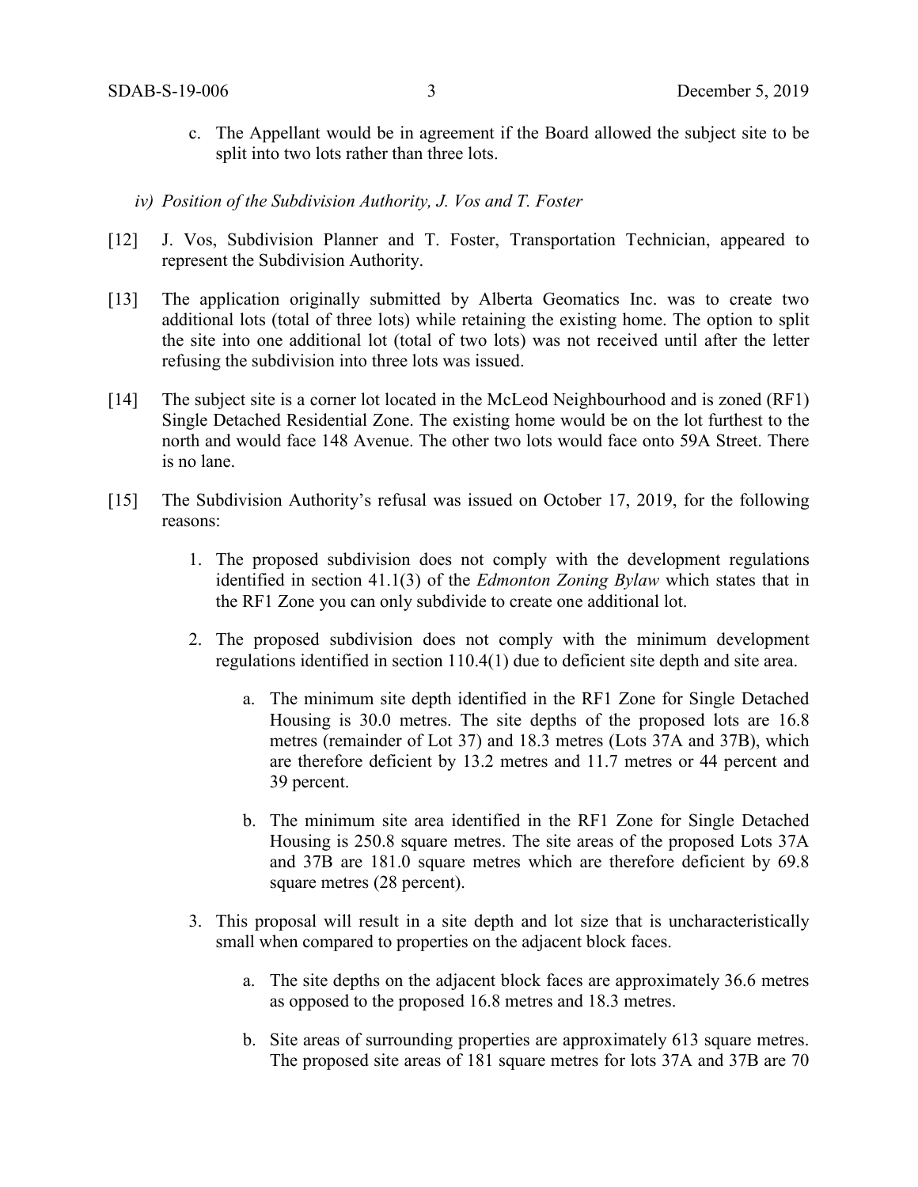c. The Appellant would be in agreement if the Board allowed the subject site to be split into two lots rather than three lots.

*iv) Position of the Subdivision Authority, J. Vos and T. Foster*

[12] J. Vos, Subdivision Planner and T. Foster, Transportation Technician, appeared to represent the Subdivision Authority.

[13] The application originally submitted by Alberta Geomatics Inc. was to create two additional lots (total of three lots) while retaining the existing home. The option to split the site into one additional lot (total of two lots) was not received until after the letter refusing the subdivision into three lots was issued.

[14] The subject site is a corner lot located in the McLeod Neighbourhood and is zoned (RF1) Single Detached Residential Zone. The existing home would be on the lot furthest to the north and would face 148 Avenue. The other two lots would face onto 59A Street. There is no lane.

[15] The Subdivision Authority's refusal was issued on October 17, 2019, for the following reasons:

1. The proposed subdivision does not comply with the development regulations identified in section 41.1(3) of the *Edmonton Zoning Bylaw* which states that in the RF1 Zone you can only subdivide to create one additional lot.

2. The proposed subdivision does not comply with the minimum development regulations identified in section 110.4(1) due to deficient site depth and site area.

    a. The minimum site depth identified in the RF1 Zone for Single Detached Housing is 30.0 metres. The site depths of the proposed lots are 16.8 metres (remainder of Lot 37) and 18.3 metres (Lots 37A and 37B), which are therefore deficient by 13.2 metres and 11.7 metres or 44 percent and 39 percent.

    b. The minimum site area identified in the RF1 Zone for Single Detached Housing is 250.8 square metres. The site areas of the proposed Lots 37A and 37B are 181.0 square metres which are therefore deficient by 69.8 square metres (28 percent).

3. This proposal will result in a site depth and lot size that is uncharacteristically small when compared to properties on the adjacent block faces.

    a. The site depths on the adjacent block faces are approximately 36.6 metres as opposed to the proposed 16.8 metres and 18.3 metres.

    b. Site areas of surrounding properties are approximately 613 square metres. The proposed site areas of 181 square metres for lots 37A and 37B are 70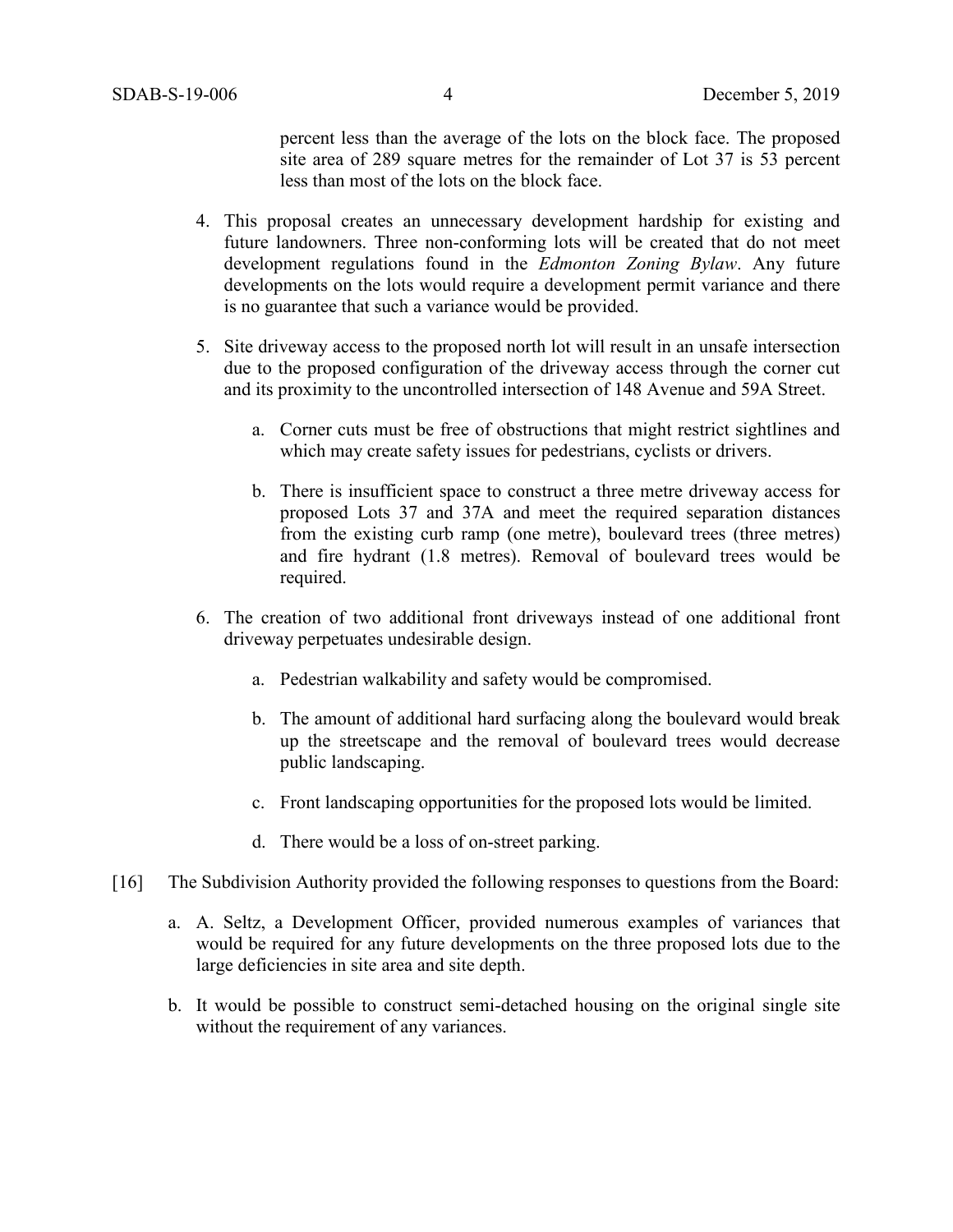percent less than the average of the lots on the block face. The proposed site area of 289 square metres for the remainder of Lot 37 is 53 percent less than most of the lots on the block face.

4. This proposal creates an unnecessary development hardship for existing and future landowners. Three non-conforming lots will be created that do not meet development regulations found in the *Edmonton Zoning Bylaw*. Any future developments on the lots would require a development permit variance and there is no guarantee that such a variance would be provided.

5. Site driveway access to the proposed north lot will result in an unsafe intersection due to the proposed configuration of the driveway access through the corner cut and its proximity to the uncontrolled intersection of 148 Avenue and 59A Street.

    a. Corner cuts must be free of obstructions that might restrict sightlines and which may create safety issues for pedestrians, cyclists or drivers.

    b. There is insufficient space to construct a three metre driveway access for proposed Lots 37 and 37A and meet the required separation distances from the existing curb ramp (one metre), boulevard trees (three metres) and fire hydrant (1.8 metres). Removal of boulevard trees would be required.

6. The creation of two additional front driveways instead of one additional front driveway perpetuates undesirable design.

    a. Pedestrian walkability and safety would be compromised.

    b. The amount of additional hard surfacing along the boulevard would break up the streetscape and the removal of boulevard trees would decrease public landscaping.

    c. Front landscaping opportunities for the proposed lots would be limited.

    d. There would be a loss of on-street parking.

[16] The Subdivision Authority provided the following responses to questions from the Board:

a. A. Seltz, a Development Officer, provided numerous examples of variances that would be required for any future developments on the three proposed lots due to the large deficiencies in site area and site depth.

b. It would be possible to construct semi-detached housing on the original single site without the requirement of any variances.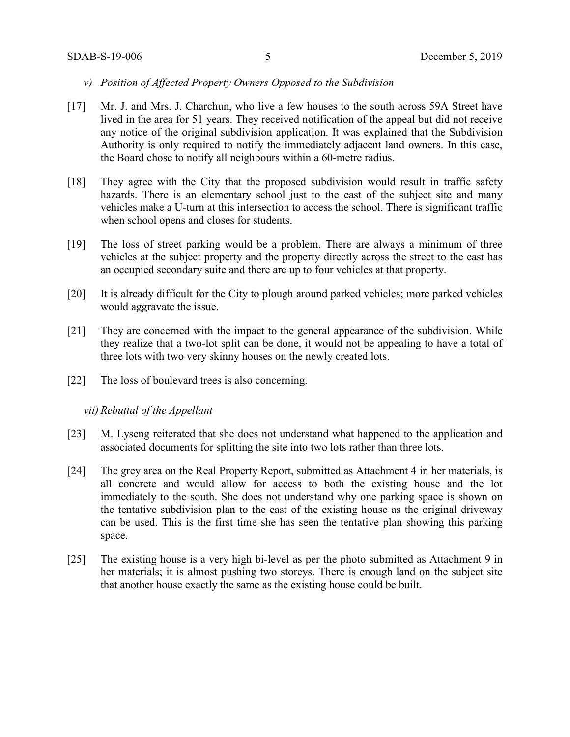*v) Position of Affected Property Owners Opposed to the Subdivision*

[17] Mr. J. and Mrs. J. Charchun, who live a few houses to the south across 59A Street have lived in the area for 51 years. They received notification of the appeal but did not receive any notice of the original subdivision application. It was explained that the Subdivision Authority is only required to notify the immediately adjacent land owners. In this case, the Board chose to notify all neighbours within a 60-metre radius.

[18] They agree with the City that the proposed subdivision would result in traffic safety hazards. There is an elementary school just to the east of the subject site and many vehicles make a U-turn at this intersection to access the school. There is significant traffic when school opens and closes for students.

[19] The loss of street parking would be a problem. There are always a minimum of three vehicles at the subject property and the property directly across the street to the east has an occupied secondary suite and there are up to four vehicles at that property.

[20] It is already difficult for the City to plough around parked vehicles; more parked vehicles would aggravate the issue.

[21] They are concerned with the impact to the general appearance of the subdivision. While they realize that a two-lot split can be done, it would not be appealing to have a total of three lots with two very skinny houses on the newly created lots.

[22] The loss of boulevard trees is also concerning.

*vii) Rebuttal of the Appellant*

[23] M. Lyseng reiterated that she does not understand what happened to the application and associated documents for splitting the site into two lots rather than three lots.

[24] The grey area on the Real Property Report, submitted as Attachment 4 in her materials, is all concrete and would allow for access to both the existing house and the lot immediately to the south. She does not understand why one parking space is shown on the tentative subdivision plan to the east of the existing house as the original driveway can be used. This is the first time she has seen the tentative plan showing this parking space.

[25] The existing house is a very high bi-level as per the photo submitted as Attachment 9 in her materials; it is almost pushing two storeys. There is enough land on the subject site that another house exactly the same as the existing house could be built.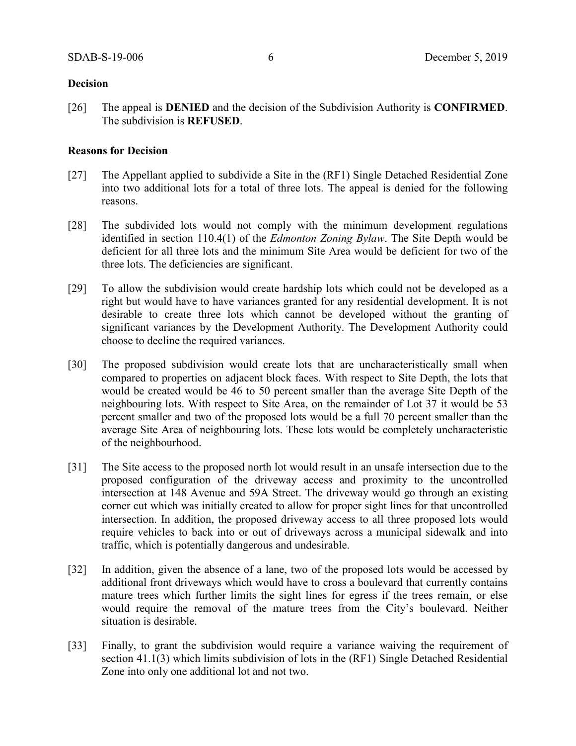**Decision**

[26] The appeal is **DENIED** and the decision of the Subdivision Authority is **CONFIRMED**. The subdivision is **REFUSED**.

**Reasons for Decision**

[27] The Appellant applied to subdivide a Site in the (RF1) Single Detached Residential Zone into two additional lots for a total of three lots. The appeal is denied for the following reasons.

[28] The subdivided lots would not comply with the minimum development regulations identified in section 110.4(1) of the *Edmonton Zoning Bylaw*. The Site Depth would be deficient for all three lots and the minimum Site Area would be deficient for two of the three lots. The deficiencies are significant.

[29] To allow the subdivision would create hardship lots which could not be developed as a right but would have to have variances granted for any residential development. It is not desirable to create three lots which cannot be developed without the granting of significant variances by the Development Authority. The Development Authority could choose to decline the required variances.

[30] The proposed subdivision would create lots that are uncharacteristically small when compared to properties on adjacent block faces. With respect to Site Depth, the lots that would be created would be 46 to 50 percent smaller than the average Site Depth of the neighbouring lots. With respect to Site Area, on the remainder of Lot 37 it would be 53 percent smaller and two of the proposed lots would be a full 70 percent smaller than the average Site Area of neighbouring lots. These lots would be completely uncharacteristic of the neighbourhood.

[31] The Site access to the proposed north lot would result in an unsafe intersection due to the proposed configuration of the driveway access and proximity to the uncontrolled intersection at 148 Avenue and 59A Street. The driveway would go through an existing corner cut which was initially created to allow for proper sight lines for that uncontrolled intersection. In addition, the proposed driveway access to all three proposed lots would require vehicles to back into or out of driveways across a municipal sidewalk and into traffic, which is potentially dangerous and undesirable.

[32] In addition, given the absence of a lane, two of the proposed lots would be accessed by additional front driveways which would have to cross a boulevard that currently contains mature trees which further limits the sight lines for egress if the trees remain, or else would require the removal of the mature trees from the City's boulevard. Neither situation is desirable.

[33] Finally, to grant the subdivision would require a variance waiving the requirement of section 41.1(3) which limits subdivision of lots in the (RF1) Single Detached Residential Zone into only one additional lot and not two.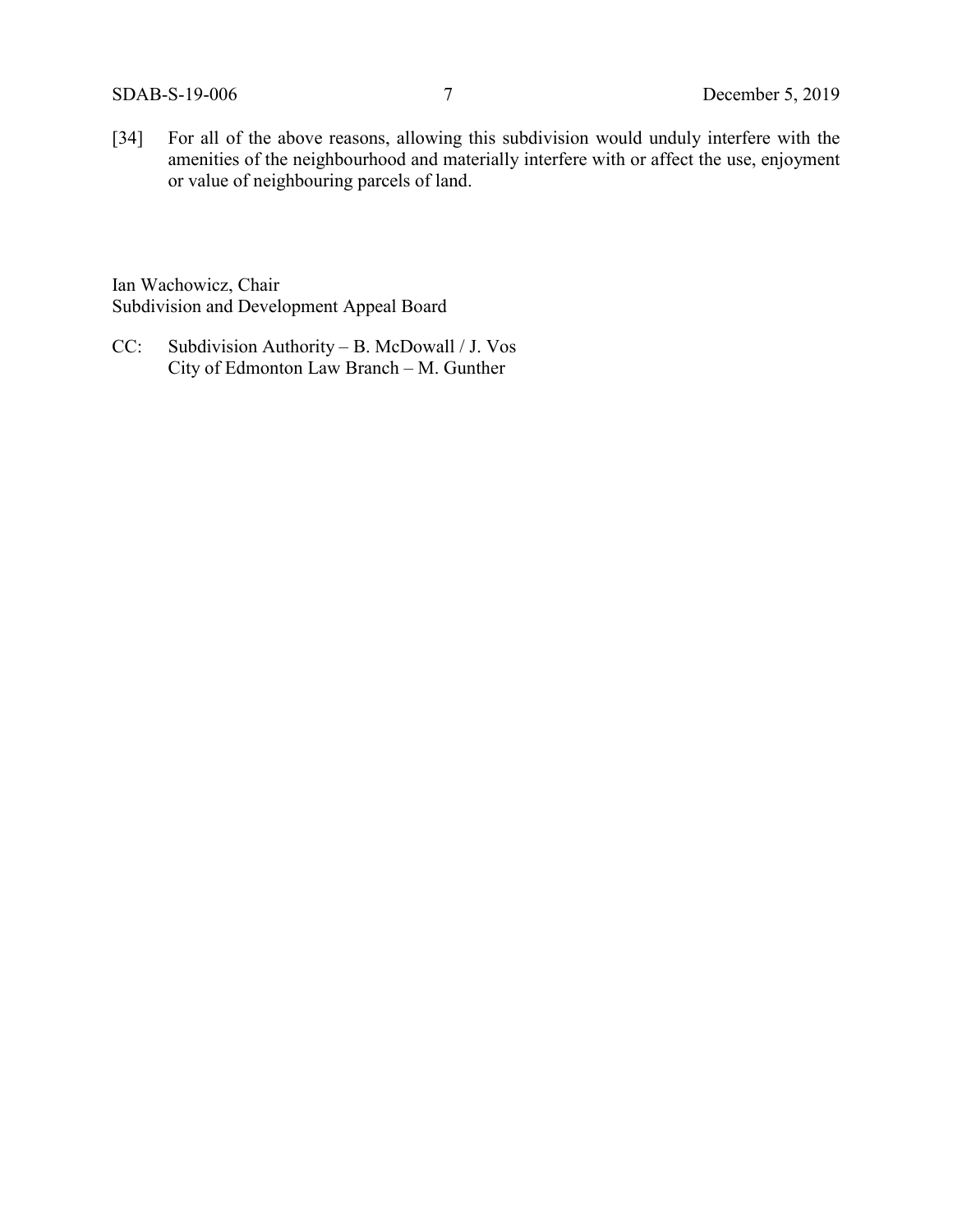[34] For all of the above reasons, allowing this subdivision would unduly interfere with the amenities of the neighbourhood and materially interfere with or affect the use, enjoyment or value of neighbouring parcels of land.

Ian Wachowicz, Chair
Subdivision and Development Appeal Board

CC: Subdivision Authority – B. McDowall / J. Vos
City of Edmonton Law Branch – M. Gunther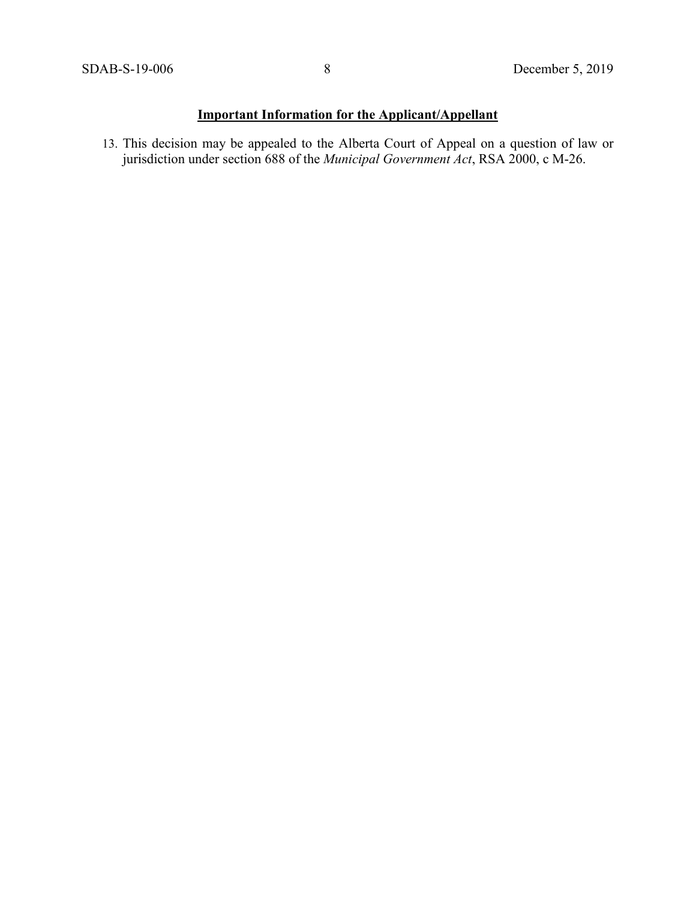**Important Information for the Applicant/Appellant**

13. This decision may be appealed to the Alberta Court of Appeal on a question of law or jurisdiction under section 688 of the *Municipal Government Act*, RSA 2000, c M-26.